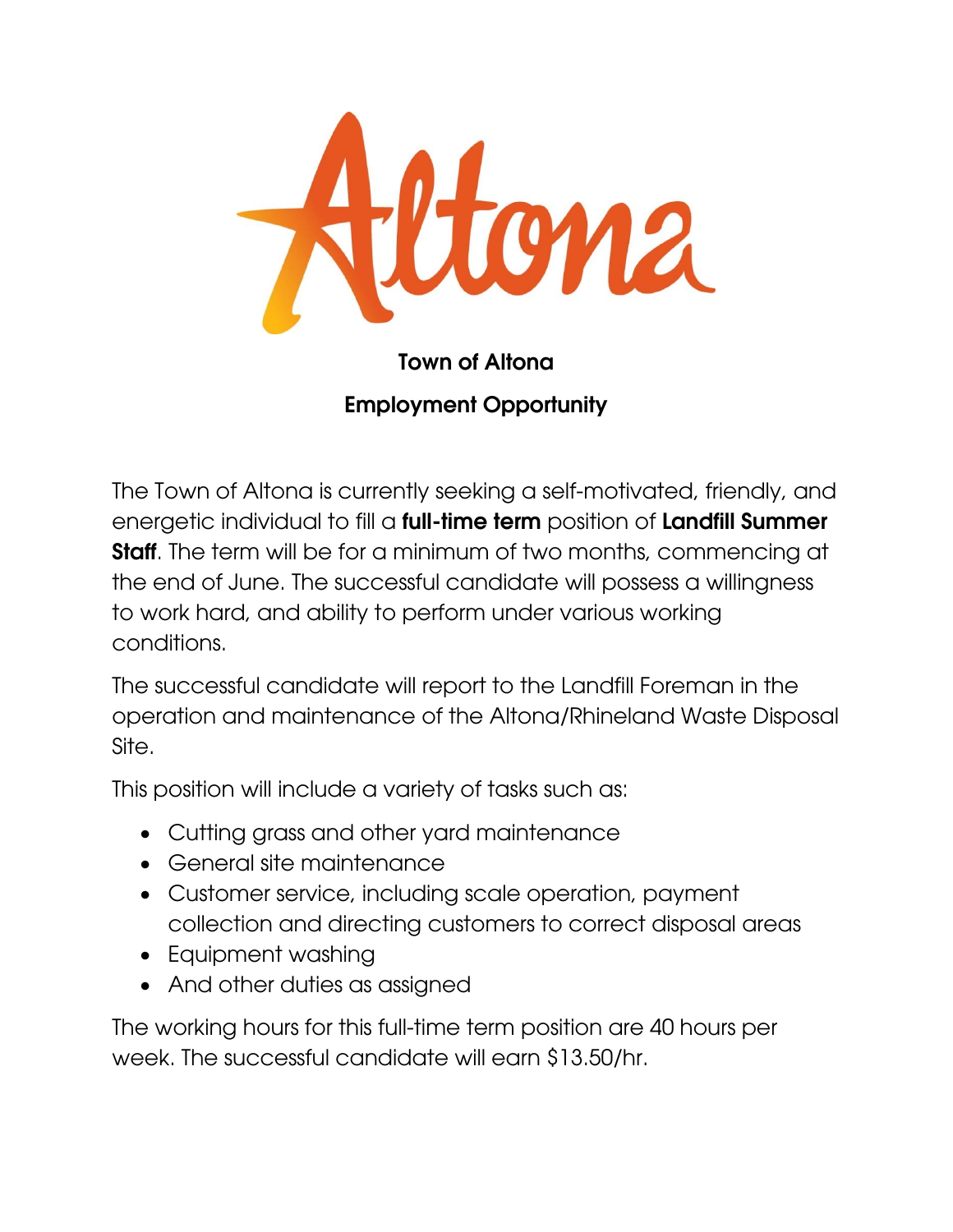# Town of Altona

## Employment Opportunity

The Town of Altona is currently seeking a self-motivated, friendly, and energetic individual to fill a **full-time term** position of **Landfill Summer Staff**. The term will be for a minimum of two months, commencing at the end of June. The successful candidate will possess a willingness to work hard, and ability to perform under various working conditions.

The successful candidate will report to the Landfill Foreman in the operation and maintenance of the Altona/Rhineland Waste Disposal Site.

This position will include a variety of tasks such as:

- Cutting grass and other yard maintenance
- General site maintenance
- Customer service, including scale operation, payment collection and directing customers to correct disposal areas
- Equipment washing
- And other duties as assigned

The working hours for this full-time term position are 40 hours per week. The successful candidate will earn $13.50/hr.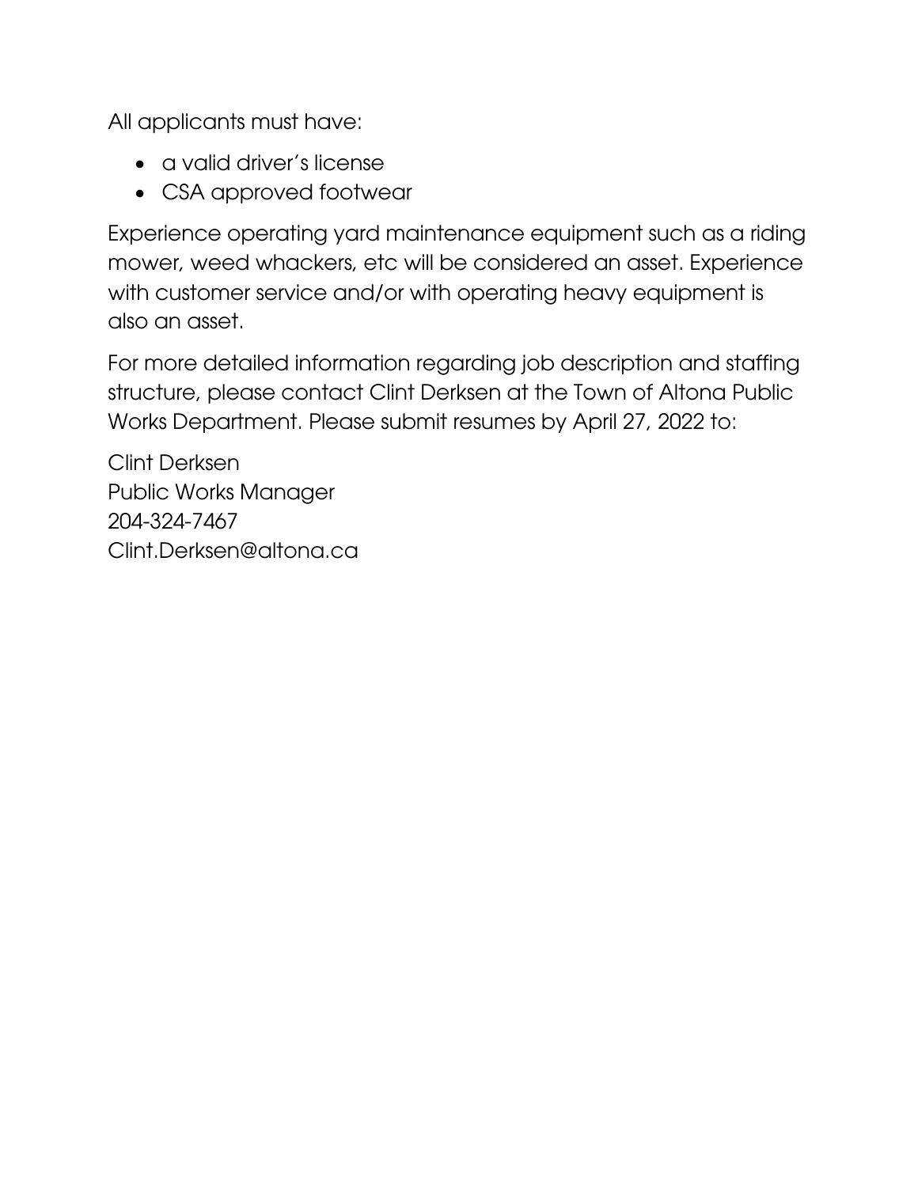All applicants must have:

- a valid driver's license
- CSA approved footwear

Experience operating yard maintenance equipment such as a riding mower, weed whackers, etc will be considered an asset. Experience with customer service and/or with operating heavy equipment is also an asset.

For more detailed information regarding job description and staffing structure, please contact Clint Derksen at the Town of Altona Public Works Department. Please submit resumes by April 27, 2022 to:

Clint Derksen
Public Works Manager
204-324-7467
Clint.Derksen@altona.ca